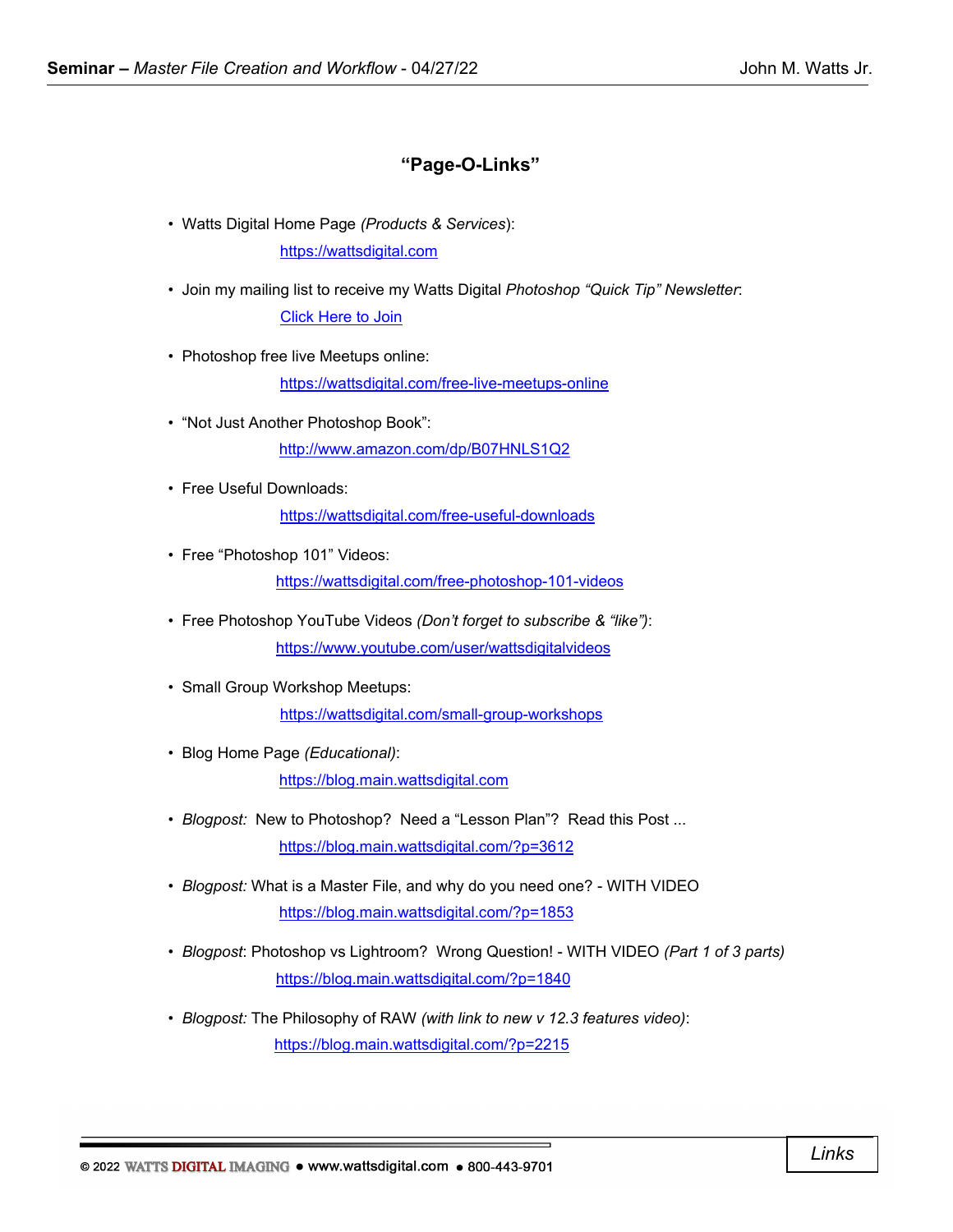# "Page-O-Links"

- Watts Digital Home Page *(Products & Services)*:
  https://wattsdigital.com
- Join my mailing list to receive my Watts Digital *Photoshop "Quick Tip" Newsletter*:
  Click Here to Join
- Photoshop free live Meetups online:
  https://wattsdigital.com/free-live-meetups-online
- "Not Just Another Photoshop Book":
  http://www.amazon.com/dp/B07HNLS1Q2
- Free Useful Downloads:
  https://wattsdigital.com/free-useful-downloads
- Free "Photoshop 101" Videos:
  https://wattsdigital.com/free-photoshop-101-videos
- Free Photoshop YouTube Videos *(Don't forget to subscribe & "like")*:
  https://www.youtube.com/user/wattsdigitalvideos
- Small Group Workshop Meetups:
  https://wattsdigital.com/small-group-workshops
- Blog Home Page *(Educational)*:
  https://blog.main.wattsdigital.com
- *Blogpost:* New to Photoshop? Need a "Lesson Plan"? Read this Post ...
  https://blog.main.wattsdigital.com/?p=3612
- *Blogpost:* What is a Master File, and why do you need one? - WITH VIDEO
  https://blog.main.wattsdigital.com/?p=1853
- *Blogpost*: Photoshop vs Lightroom? Wrong Question! - WITH VIDEO *(Part 1 of 3 parts)*
  https://blog.main.wattsdigital.com/?p=1840
- *Blogpost:* The Philosophy of RAW *(with link to new v 12.3 features video)*:
  https://blog.main.wattsdigital.com/?p=2215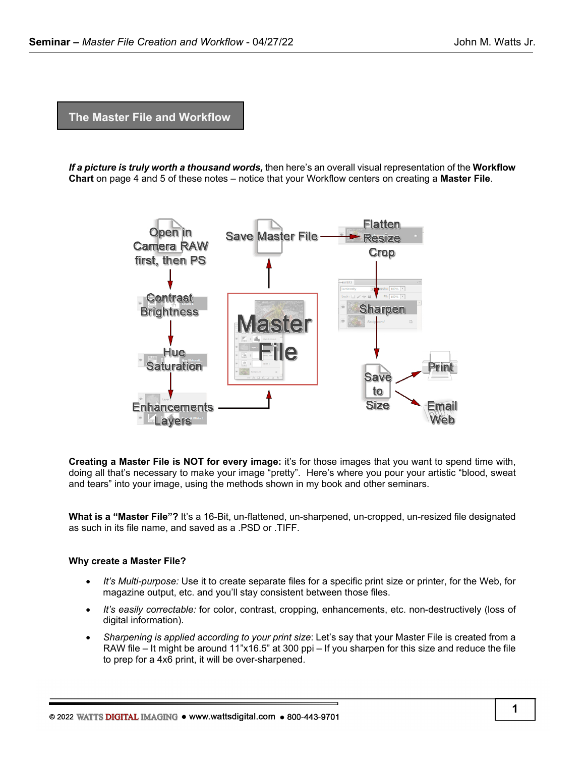## The Master File and Workflow

***If a picture is truly worth a thousand words,*** then here's an overall visual representation of the **Workflow Chart** on page 4 and 5 of these notes – notice that your Workflow centers on creating a **Master File**.

Open in Camera RAW first, then PS → Contrast Brightness → Hue Saturation → Enhancements Layers → Master File → Save Master File → Flatten Resize Crop → Sharpen → Save to Size → Print / Email Web

**Creating a Master File is NOT for every image:** it's for those images that you want to spend time with, doing all that's necessary to make your image "pretty". Here's where you pour your artistic "blood, sweat and tears" into your image, using the methods shown in my book and other seminars.

**What is a "Master File"?** It's a 16-Bit, un-flattened, un-sharpened, un-cropped, un-resized file designated as such in its file name, and saved as a .PSD or .TIFF.

**Why create a Master File?**

- *It's Multi-purpose:* Use it to create separate files for a specific print size or printer, for the Web, for magazine output, etc. and you'll stay consistent between those files.
- *It's easily correctable:* for color, contrast, cropping, enhancements, etc. non-destructively (loss of digital information).
- *Sharpening is applied according to your print size*: Let's say that your Master File is created from a RAW file – It might be around 11"x16.5" at 300 ppi – If you sharpen for this size and reduce the file to prep for a 4x6 print, it will be over-sharpened.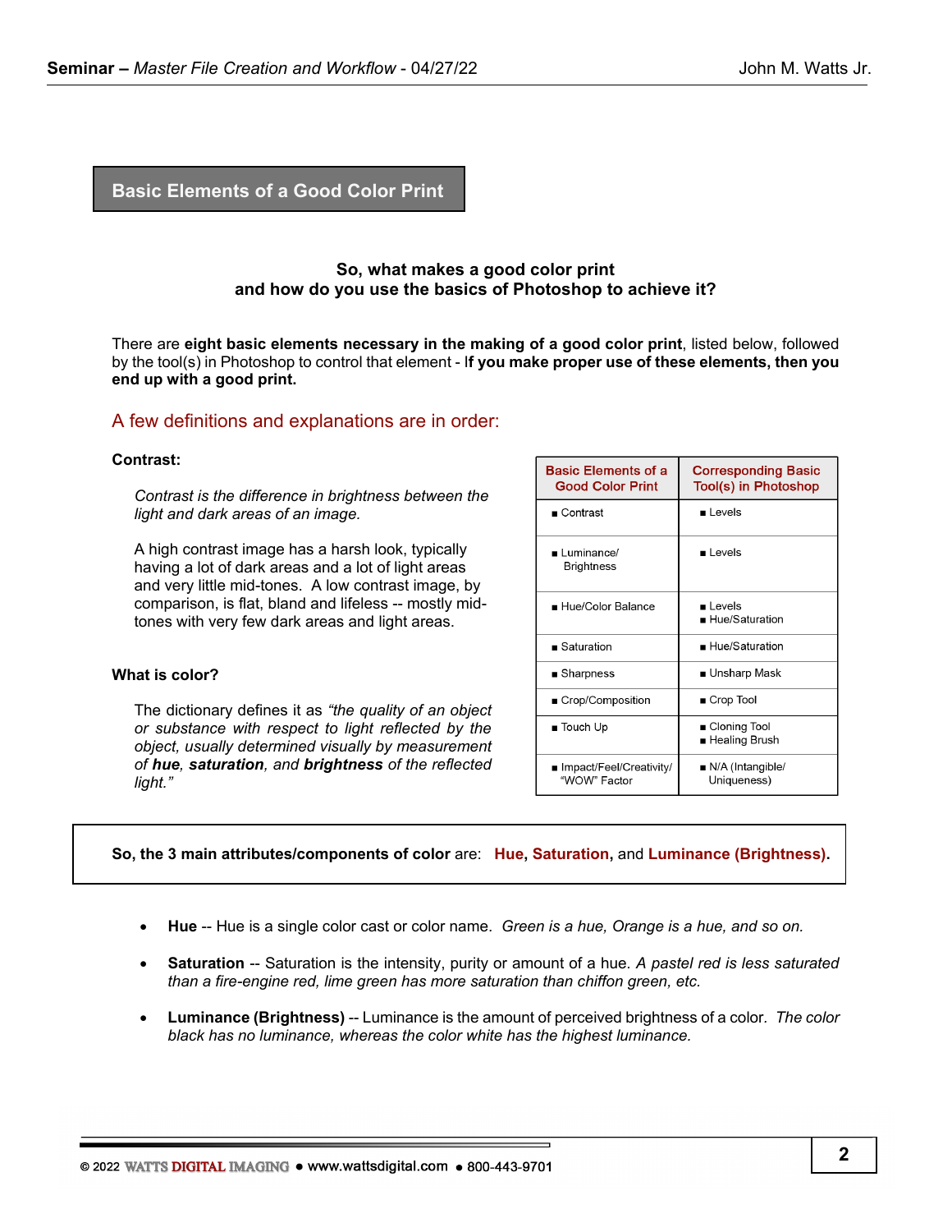## Basic Elements of a Good Color Print

**So, what makes a good color print**
**and how do you use the basics of Photoshop to achieve it?**

There are **eight basic elements necessary in the making of a good color print**, listed below, followed by the tool(s) in Photoshop to control that element - I**f you make proper use of these elements, then you end up with a good print.**

### A few definitions and explanations are in order:

**Contrast:**

*Contrast is the difference in brightness between the light and dark areas of an image.*

A high contrast image has a harsh look, typically having a lot of dark areas and a lot of light areas and very little mid-tones. A low contrast image, by comparison, is flat, bland and lifeless -- mostly mid-tones with very few dark areas and light areas.

**What is color?**

The dictionary defines it as *"the quality of an object or substance with respect to light reflected by the object, usually determined visually by measurement of **hue**, **saturation**, and **brightness** of the reflected light."*

| Basic Elements of a Good Color Print | Corresponding Basic Tool(s) in Photoshop |
|---|---|
| ■ Contrast | ■ Levels |
| ■ Luminance/ Brightness | ■ Levels |
| ■ Hue/Color Balance | ■ Levels<br>■ Hue/Saturation |
| ■ Saturation | ■ Hue/Saturation |
| ■ Sharpness | ■ Unsharp Mask |
| ■ Crop/Composition | ■ Crop Tool |
| ■ Touch Up | ■ Cloning Tool<br>■ Healing Brush |
| ■ Impact/Feel/Creativity/ "WOW" Factor | ■ N/A (Intangible/ Uniqueness) |

**So, the 3 main attributes/components of color** are: **Hue**, **Saturation**, and **Luminance (Brightness)**.

- **Hue** -- Hue is a single color cast or color name. *Green is a hue, Orange is a hue, and so on.*
- **Saturation** -- Saturation is the intensity, purity or amount of a hue. *A pastel red is less saturated than a fire-engine red, lime green has more saturation than chiffon green, etc.*
- **Luminance (Brightness)** -- Luminance is the amount of perceived brightness of a color. *The color black has no luminance, whereas the color white has the highest luminance.*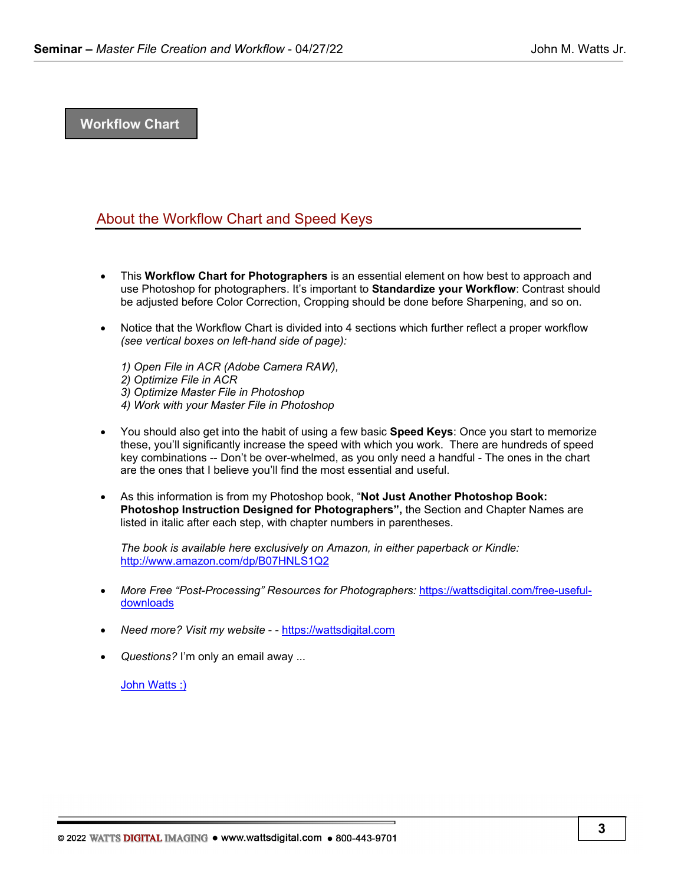## Workflow Chart

### About the Workflow Chart and Speed Keys

- This **Workflow Chart for Photographers** is an essential element on how best to approach and use Photoshop for photographers. It's important to **Standardize your Workflow**: Contrast should be adjusted before Color Correction, Cropping should be done before Sharpening, and so on.

- Notice that the Workflow Chart is divided into 4 sections which further reflect a proper workflow *(see vertical boxes on left-hand side of page):*

  *1) Open File in ACR (Adobe Camera RAW),*
  *2) Optimize File in ACR*
  *3) Optimize Master File in Photoshop*
  *4) Work with your Master File in Photoshop*

- You should also get into the habit of using a few basic **Speed Keys**: Once you start to memorize these, you'll significantly increase the speed with which you work. There are hundreds of speed key combinations -- Don't be over-whelmed, as you only need a handful - The ones in the chart are the ones that I believe you'll find the most essential and useful.

- As this information is from my Photoshop book, "**Not Just Another Photoshop Book: Photoshop Instruction Designed for Photographers",** the Section and Chapter Names are listed in italic after each step, with chapter numbers in parentheses.

  *The book is available here exclusively on Amazon, in either paperback or Kindle:* http://www.amazon.com/dp/B07HNLS1Q2

- *More Free "Post-Processing" Resources for Photographers:* https://wattsdigital.com/free-useful-downloads

- *Need more? Visit my website* - - https://wattsdigital.com

- *Questions?* I'm only an email away ...

  John Watts :)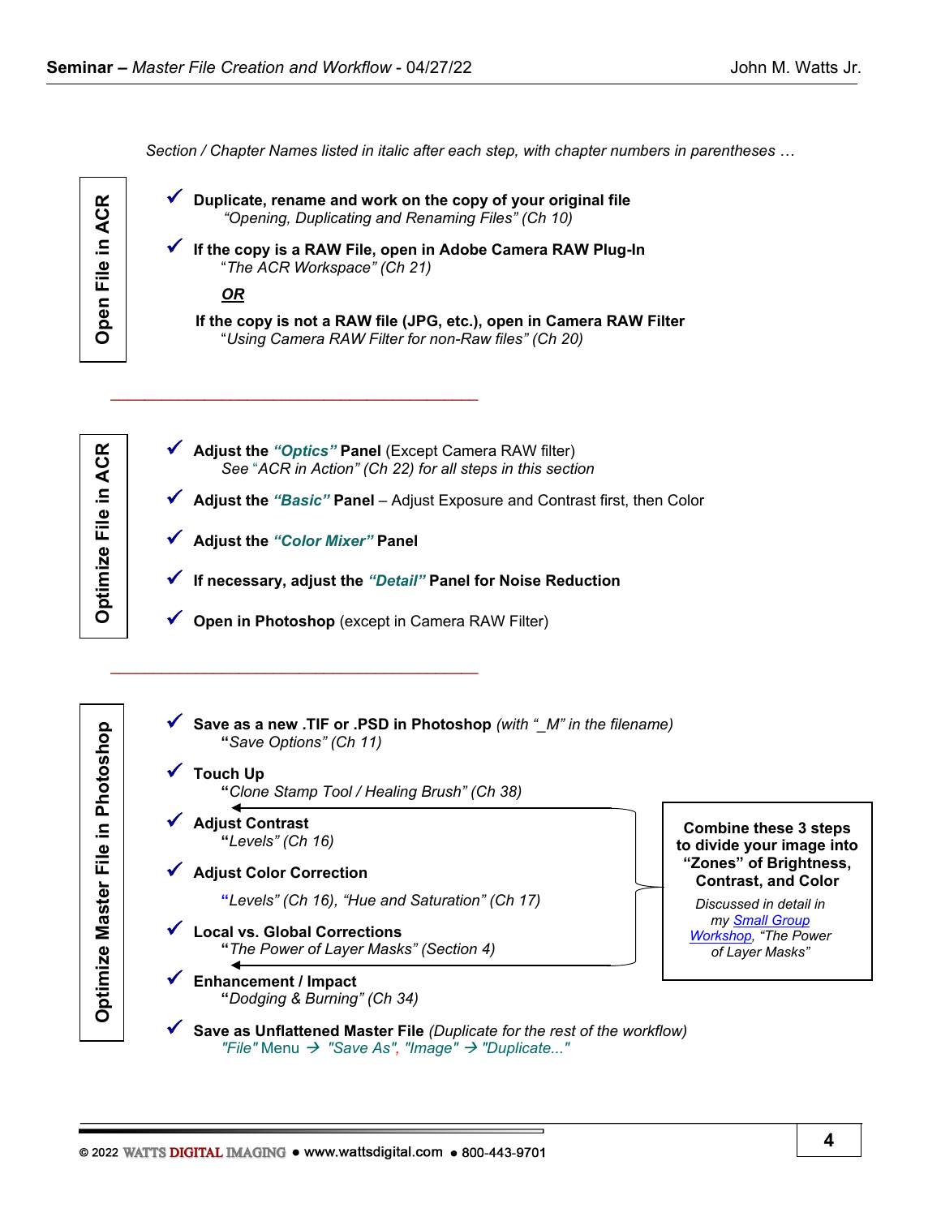*Section / Chapter Names listed in italic after each step, with chapter numbers in parentheses …*

## Open File in ACR

- ✓ **Duplicate, rename and work on the copy of your original file**
  *"Opening, Duplicating and Renaming Files" (Ch 10)*

- ✓ **If the copy is a RAW File, open in Adobe Camera RAW Plug-In**
  *"The ACR Workspace" (Ch 21)*

  ***OR***

  **If the copy is not a RAW file (JPG, etc.), open in Camera RAW Filter**
  *"Using Camera RAW Filter for non-Raw files" (Ch 20)*

---

## Optimize File in ACR

- ✓ **Adjust the *"Optics"* Panel** (Except Camera RAW filter)
  *See "ACR in Action" (Ch 22) for all steps in this section*

- ✓ **Adjust the *"Basic"* Panel** – Adjust Exposure and Contrast first, then Color

- ✓ **Adjust the *"Color Mixer"* Panel**

- ✓ **If necessary, adjust the *"Detail"* Panel for Noise Reduction**

- ✓ **Open in Photoshop** (except in Camera RAW Filter)

---

## Optimize Master File in Photoshop

- ✓ **Save as a new .TIF or .PSD in Photoshop** *(with "_M" in the filename)*
  *"Save Options" (Ch 11)*

- ✓ **Touch Up**
  *"Clone Stamp Tool / Healing Brush" (Ch 38)*

- ✓ **Adjust Contrast**
  *"Levels" (Ch 16)*

- ✓ **Adjust Color Correction**
  *"Levels" (Ch 16), "Hue and Saturation" (Ch 17)*

- ✓ **Local vs. Global Corrections**
  *"The Power of Layer Masks" (Section 4)*

> **Combine these 3 steps to divide your image into "Zones" of Brightness, Contrast, and Color**
>
> *Discussed in detail in my [Small Group Workshop](), "The Power of Layer Masks"*

- ✓ **Enhancement / Impact**
  *"Dodging & Burning" (Ch 34)*

- ✓ **Save as Unflattened Master File** *(Duplicate for the rest of the workflow)*
  *"File"* Menu → *"Save As"*, *"Image"* → *"Duplicate..."*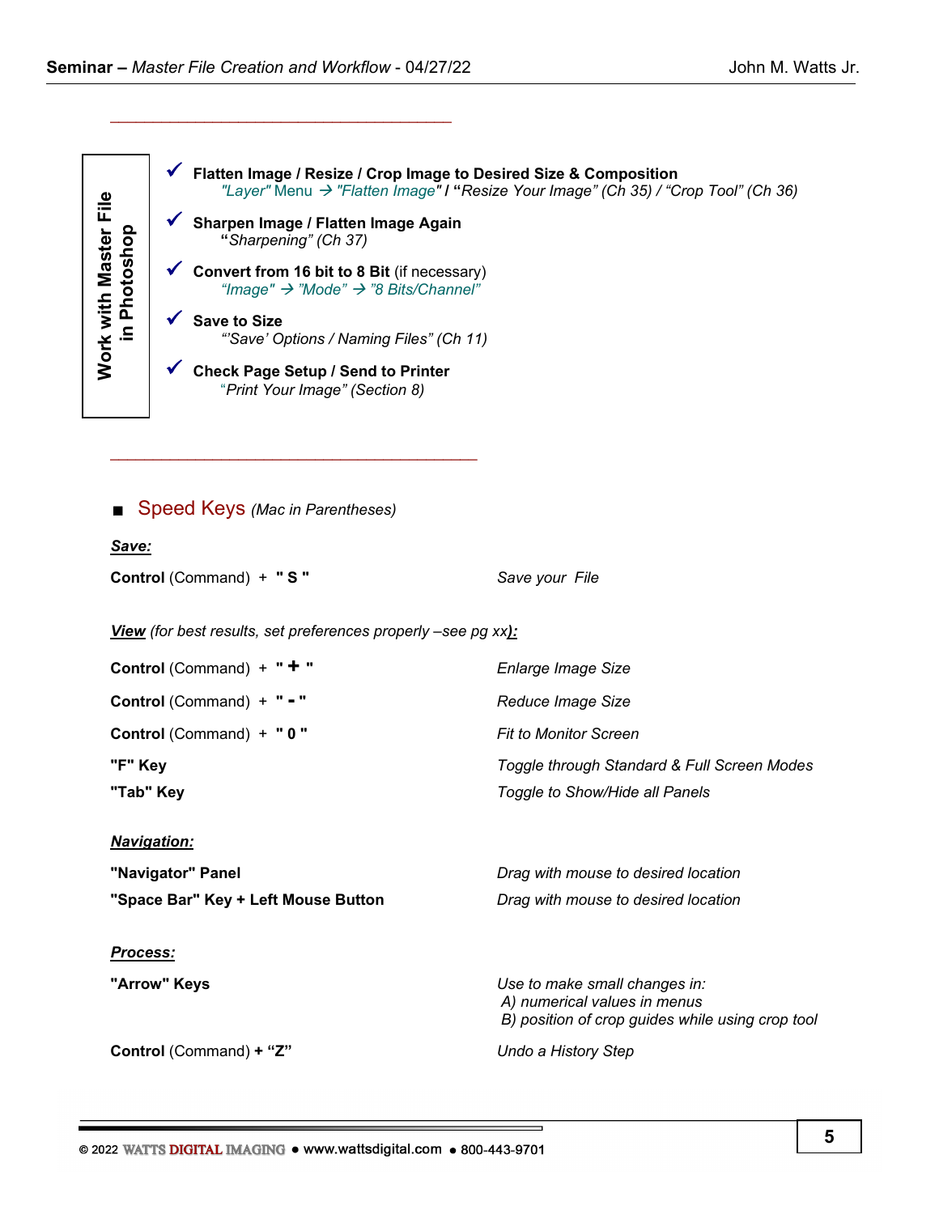**Work with Master File in Photoshop**

- ✓ **Flatten Image / Resize / Crop Image to Desired Size & Composition**
  *"Layer"* Menu → *"Flatten Image"* **/** **"***Resize Your Image" (Ch 35) / "Crop Tool" (Ch 36)*
- ✓ **Sharpen Image / Flatten Image Again**
  **"***Sharpening" (Ch 37)*
- ✓ **Convert from 16 bit to 8 Bit** (if necessary)
  *"Image" → "Mode" → "8 Bits/Channel"*
- ✓ **Save to Size**
  *"'Save' Options / Naming Files" (Ch 11)*
- ✓ **Check Page Setup / Send to Printer**
  *"Print Your Image" (Section 8)*

## ■ Speed Keys *(Mac in Parentheses)*

***Save:***

| | |
|---|---|
| **Control** (Command) + **" S "** | *Save your File* |

***View*** *(for best results, set preferences properly –see pg xx)****:***

| | |
|---|---|
| **Control** (Command) + **" + "** | *Enlarge Image Size* |
| **Control** (Command) + **" - "** | *Reduce Image Size* |
| **Control** (Command) + **" 0 "** | *Fit to Monitor Screen* |
| **"F" Key** | *Toggle through Standard & Full Screen Modes* |
| **"Tab" Key** | *Toggle to Show/Hide all Panels* |

***Navigation:***

| | |
|---|---|
| **"Navigator" Panel** | *Drag with mouse to desired location* |
| **"Space Bar" Key + Left Mouse Button** | *Drag with mouse to desired location* |

***Process:***

| | |
|---|---|
| **"Arrow" Keys** | *Use to make small changes in:*<br>*A) numerical values in menus*<br>*B) position of crop guides while using crop tool* |
| **Control** (Command) **+ "Z"** | *Undo a History Step* |

© 2022 WATTS DIGITAL IMAGING ● www.wattsdigital.com ● 800-443-9701